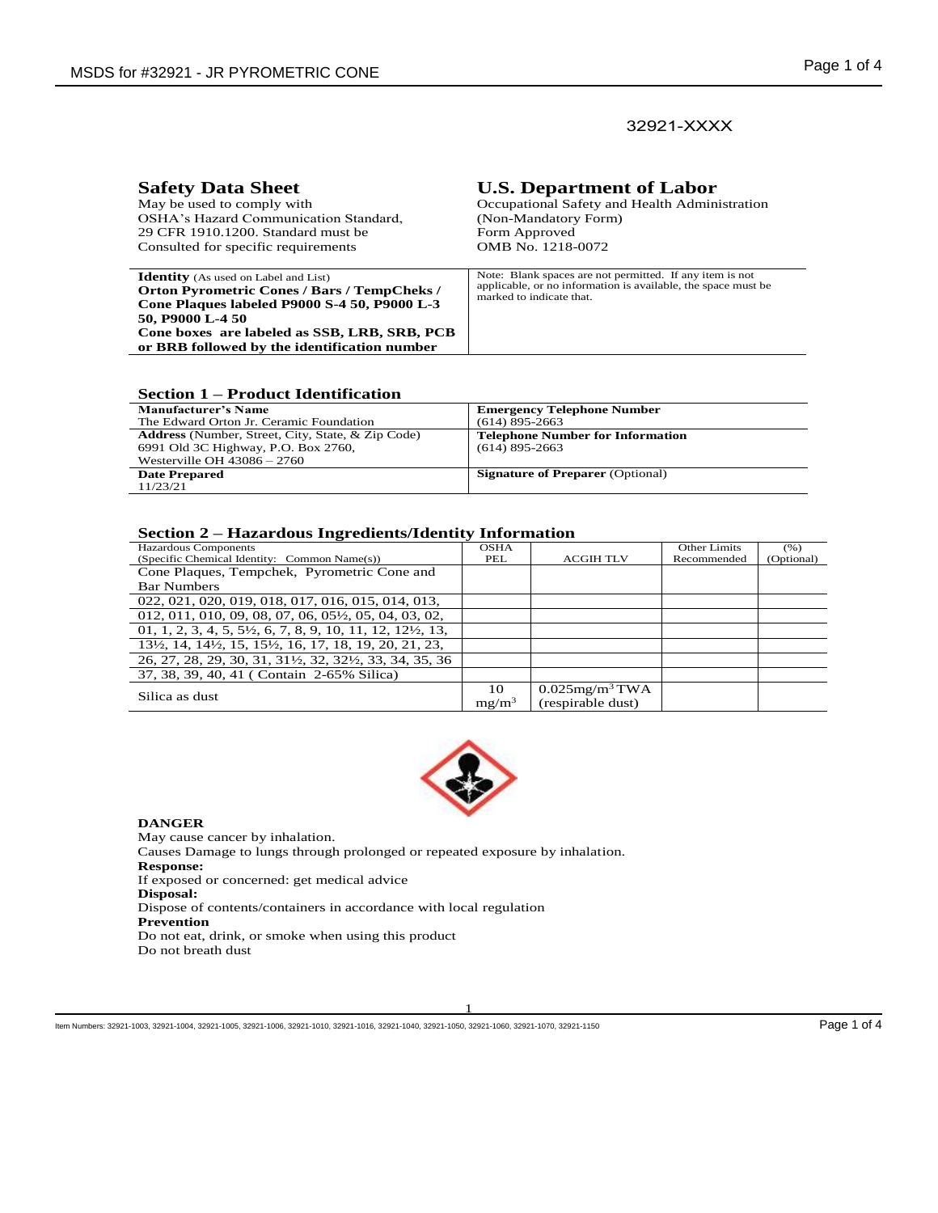32921-XXXX

**Safety Data Sheet**
May be used to comply with
OSHA's Hazard Communication Standard,
29 CFR 1910.1200. Standard must be
Consulted for specific requirements

**U.S. Department of Labor**
Occupational Safety and Health Administration
(Non-Mandatory Form)
Form Approved
OMB No. 1218-0072

| **Identity** (As used on Label and List) **Orton Pyrometric Cones / Bars / TempCheks / Cone Plaques labeled P9000 S-4 50, P9000 L-3 50, P9000 L-4 50** **Cone boxes are labeled as SSB, LRB, SRB, PCB or BRB followed by the identification number** | Note: Blank spaces are not permitted. If any item is not applicable, or no information is available, the space must be marked to indicate that. |
|---|---|

## Section 1 – Product Identification

| **Manufacturer's Name** The Edward Orton Jr. Ceramic Foundation | **Emergency Telephone Number** (614) 895-2663 |
|---|---|
| **Address** (Number, Street, City, State, & Zip Code) 6991 Old 3C Highway, P.O. Box 2760, Westerville OH 43086 – 2760 | **Telephone Number for Information** (614) 895-2663 |
| **Date Prepared** 11/23/21 | **Signature of Preparer** (Optional) |

## Section 2 – Hazardous Ingredients/Identity Information

| Hazardous Components (Specific Chemical Identity: Common Name(s)) | OSHA PEL | ACGIH TLV | Other Limits Recommended | (%) (Optional) |
|---|---|---|---|---|
| Cone Plaques, Tempchek, Pyrometric Cone and Bar Numbers | | | | |
| 022, 021, 020, 019, 018, 017, 016, 015, 014, 013, | | | | |
| 012, 011, 010, 09, 08, 07, 06, 05½, 05, 04, 03, 02, | | | | |
| 01, 1, 2, 3, 4, 5, 5½, 6, 7, 8, 9, 10, 11, 12, 12½, 13, | | | | |
| 13½, 14, 14½, 15, 15½, 16, 17, 18, 19, 20, 21, 23, | | | | |
| 26, 27, 28, 29, 30, 31, 31½, 32, 32½, 33, 34, 35, 36 | | | | |
| 37, 38, 39, 40, 41 ( Contain 2-65% Silica) | | | | |
| Silica as dust | 10 $mg/m^3$ | $0.025 mg/m^3$ TWA (respirable dust) | | |

**DANGER**
May cause cancer by inhalation.
Causes Damage to lungs through prolonged or repeated exposure by inhalation.
**Response:**
If exposed or concerned: get medical advice
**Disposal:**
Dispose of contents/containers in accordance with local regulation
**Prevention**
Do not eat, drink, or smoke when using this product
Do not breath dust

Item Numbers: 32921-1003, 32921-1004, 32921-1005, 32921-1006, 32921-1010, 32921-1016, 32921-1040, 32921-1050, 32921-1060, 32921-1070, 32921-1150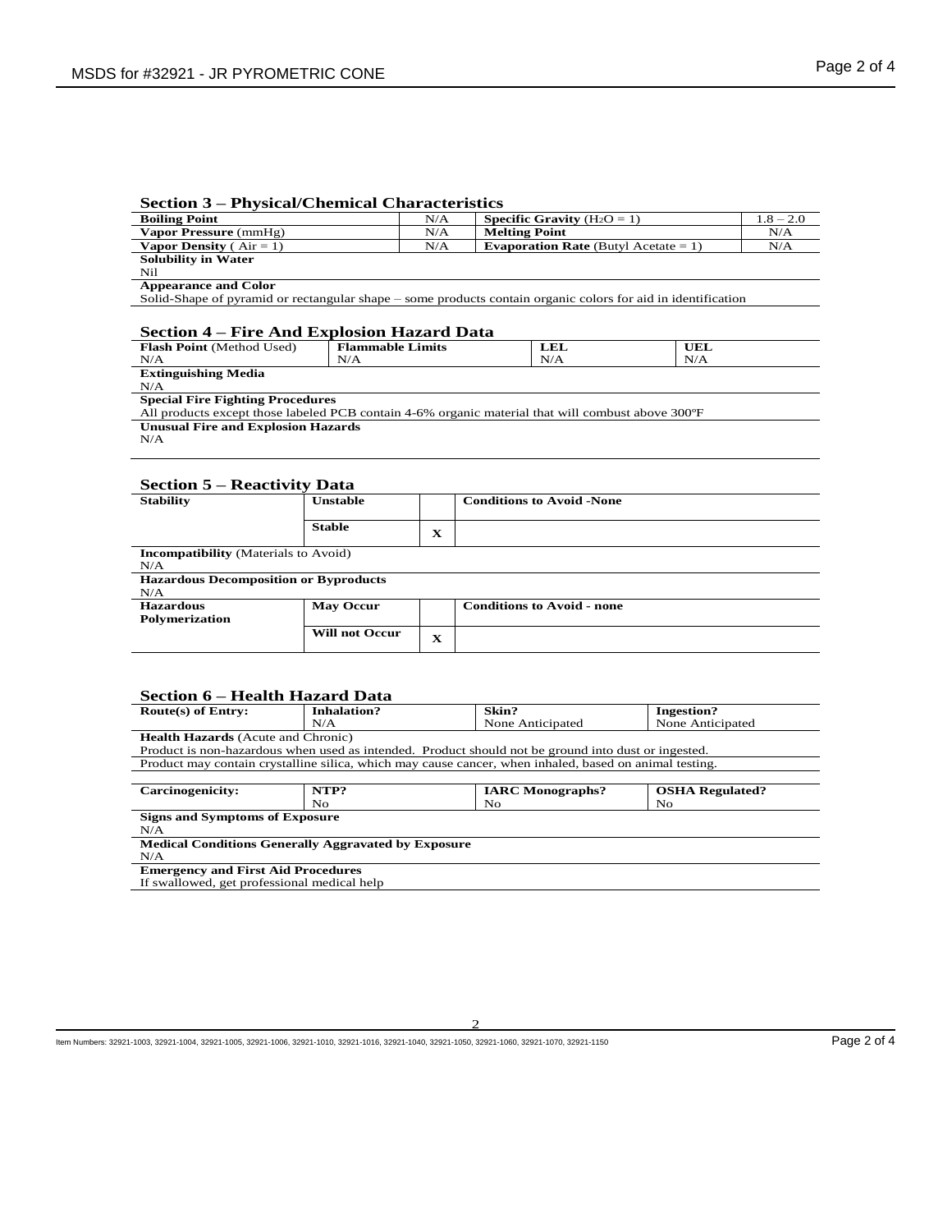## Section 3 – Physical/Chemical Characteristics

| Boiling Point | N/A | Specific Gravity ($H_2O$ = 1) | 1.8 – 2.0 |
|---|---|---|---|
| Vapor Pressure (mmHg) | N/A | Melting Point | N/A |
| Vapor Density ( Air = 1) | N/A | Evaporation Rate (Butyl Acetate = 1) | N/A |

**Solubility in Water**
Nil

**Appearance and Color**
Solid-Shape of pyramid or rectangular shape – some products contain organic colors for aid in identification

## Section 4 – Fire And Explosion Hazard Data

| Flash Point (Method Used) | Flammable Limits | LEL | UEL |
|---|---|---|---|
| N/A | N/A | N/A | N/A |

**Extinguishing Media**
N/A

**Special Fire Fighting Procedures**
All products except those labeled PCB contain 4-6% organic material that will combust above 300ºF

**Unusual Fire and Explosion Hazards**
N/A

## Section 5 – Reactivity Data

| Stability | Unstable | | Conditions to Avoid -None |
|---|---|---|---|
| | Stable | X | |

**Incompatibility** (Materials to Avoid)
N/A

**Hazardous Decomposition or Byproducts**
N/A

| Hazardous Polymerization | May Occur | | Conditions to Avoid - none |
|---|---|---|---|
| | Will not Occur | X | |

## Section 6 – Health Hazard Data

| Route(s) of Entry: | Inhalation? | Skin? | Ingestion? |
|---|---|---|---|
| | N/A | None Anticipated | None Anticipated |

**Health Hazards** (Acute and Chronic)
Product is non-hazardous when used as intended. Product should not be ground into dust or ingested.
Product may contain crystalline silica, which may cause cancer, when inhaled, based on animal testing.

| Carcinogenicity: | NTP? | IARC Monographs? | OSHA Regulated? |
|---|---|---|---|
| | No | No | No |

**Signs and Symptoms of Exposure**
N/A

**Medical Conditions Generally Aggravated by Exposure**
N/A

**Emergency and First Aid Procedures**
If swallowed, get professional medical help

Item Numbers: 32921-1003, 32921-1004, 32921-1005, 32921-1006, 32921-1010, 32921-1016, 32921-1040, 32921-1050, 32921-1060, 32921-1070, 32921-1150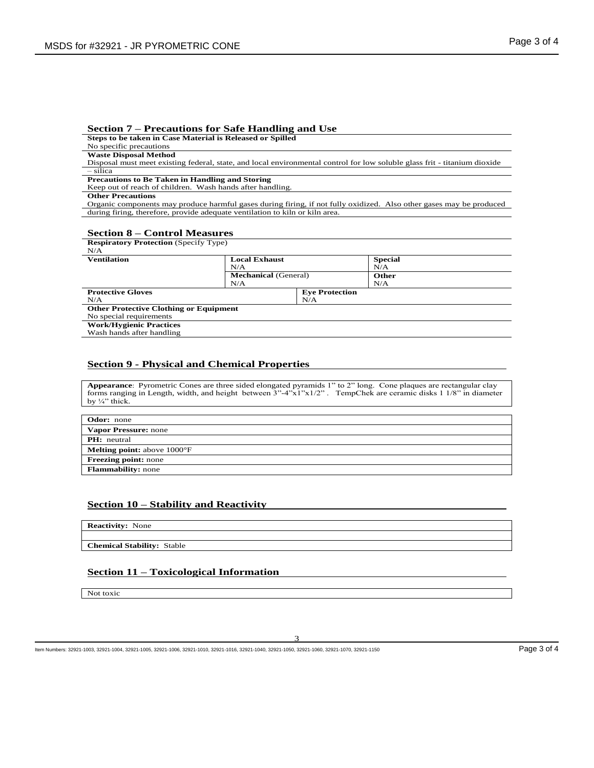## Section 7 – Precautions for Safe Handling and Use

**Steps to be taken in Case Material is Released or Spilled**

No specific precautions

**Waste Disposal Method**

Disposal must meet existing federal, state, and local environmental control for low soluble glass frit - titanium dioxide – silica

**Precautions to Be Taken in Handling and Storing**

Keep out of reach of children. Wash hands after handling.

**Other Precautions**

Organic components may produce harmful gases during firing, if not fully oxidized. Also other gases may be produced during firing, therefore, provide adequate ventilation to kiln or kiln area.

## Section 8 – Control Measures

**Respiratory Protection** (Specify Type)

N/A

| **Ventilation** | **Local Exhaust** N/A | **Special** N/A |
|---|---|---|
| | **Mechanical** (General) N/A | **Other** N/A |

| **Protective Gloves** | **Eye Protection** |
|---|---|
| N/A | N/A |

**Other Protective Clothing or Equipment**

No special requirements

**Work/Hygienic Practices**

Wash hands after handling

## Section 9 - Physical and Chemical Properties

**Appearance**: Pyrometric Cones are three sided elongated pyramids 1" to 2" long. Cone plaques are rectangular clay forms ranging in Length, width, and height between 3"-4"x1"x1/2" . TempChek are ceramic disks 1 1/8" in diameter by ¼" thick.

**Odor:** none

**Vapor Pressure:** none

**PH:** neutral

**Melting point:** above 1000°F

**Freezing point:** none

**Flammability:** none

## Section 10 – Stability and Reactivity

**Reactivity:** None

**Chemical Stability:** Stable

## Section 11 – Toxicological Information

Not toxic

Item Numbers: 32921-1003, 32921-1004, 32921-1005, 32921-1006, 32921-1010, 32921-1016, 32921-1040, 32921-1050, 32921-1060, 32921-1070, 32921-1150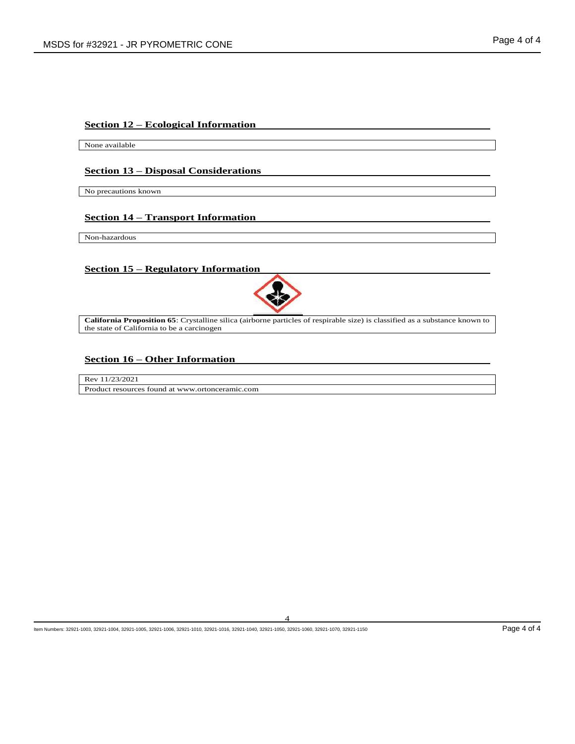## Section 12 – Ecological Information

None available

## Section 13 – Disposal Considerations

No precautions known

## Section 14 – Transport Information

Non-hazardous

## Section 15 – Regulatory Information

**California Proposition 65**: Crystalline silica (airborne particles of respirable size) is classified as a substance known to the state of California to be a carcinogen

## Section 16 – Other Information

Rev 11/23/2021

Product resources found at www.ortonceramic.com

Item Numbers: 32921-1003, 32921-1004, 32921-1005, 32921-1006, 32921-1010, 32921-1016, 32921-1040, 32921-1050, 32921-1060, 32921-1070, 32921-1150